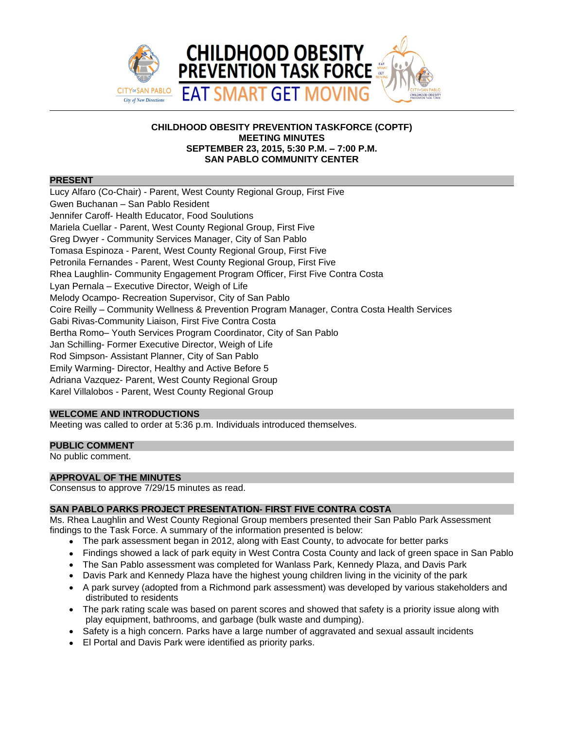CHILDHOOD OBESITY PREVENTION TASK FORCE

EAT SMART GET MOVING

# CHILDHOOD OBESITY PREVENTION TASKFORCE (COPTF)
## MEETING MINUTES
## SEPTEMBER 23, 2015, 5:30 P.M. – 7:00 P.M.
## SAN PABLO COMMUNITY CENTER

### PRESENT

Lucy Alfaro (Co-Chair) - Parent, West County Regional Group, First Five
Gwen Buchanan – San Pablo Resident
Jennifer Caroff- Health Educator, Food Soulutions
Mariela Cuellar - Parent, West County Regional Group, First Five
Greg Dwyer - Community Services Manager, City of San Pablo
Tomasa Espinoza - Parent, West County Regional Group, First Five
Petronila Fernandes - Parent, West County Regional Group, First Five
Rhea Laughlin- Community Engagement Program Officer, First Five Contra Costa
Lyan Pernala – Executive Director, Weigh of Life
Melody Ocampo- Recreation Supervisor, City of San Pablo
Coire Reilly – Community Wellness & Prevention Program Manager, Contra Costa Health Services
Gabi Rivas-Community Liaison, First Five Contra Costa
Bertha Romo– Youth Services Program Coordinator, City of San Pablo
Jan Schilling- Former Executive Director, Weigh of Life
Rod Simpson- Assistant Planner, City of San Pablo
Emily Warming- Director, Healthy and Active Before 5
Adriana Vazquez- Parent, West County Regional Group
Karel Villalobos - Parent, West County Regional Group

### WELCOME AND INTRODUCTIONS

Meeting was called to order at 5:36 p.m. Individuals introduced themselves.

### PUBLIC COMMENT

No public comment.

### APPROVAL OF THE MINUTES

Consensus to approve 7/29/15 minutes as read.

### SAN PABLO PARKS PROJECT PRESENTATION- FIRST FIVE CONTRA COSTA

Ms. Rhea Laughlin and West County Regional Group members presented their San Pablo Park Assessment findings to the Task Force. A summary of the information presented is below:

- The park assessment began in 2012, along with East County, to advocate for better parks
- Findings showed a lack of park equity in West Contra Costa County and lack of green space in San Pablo
- The San Pablo assessment was completed for Wanlass Park, Kennedy Plaza, and Davis Park
- Davis Park and Kennedy Plaza have the highest young children living in the vicinity of the park
- A park survey (adopted from a Richmond park assessment) was developed by various stakeholders and distributed to residents
- The park rating scale was based on parent scores and showed that safety is a priority issue along with play equipment, bathrooms, and garbage (bulk waste and dumping).
- Safety is a high concern. Parks have a large number of aggravated and sexual assault incidents
- El Portal and Davis Park were identified as priority parks.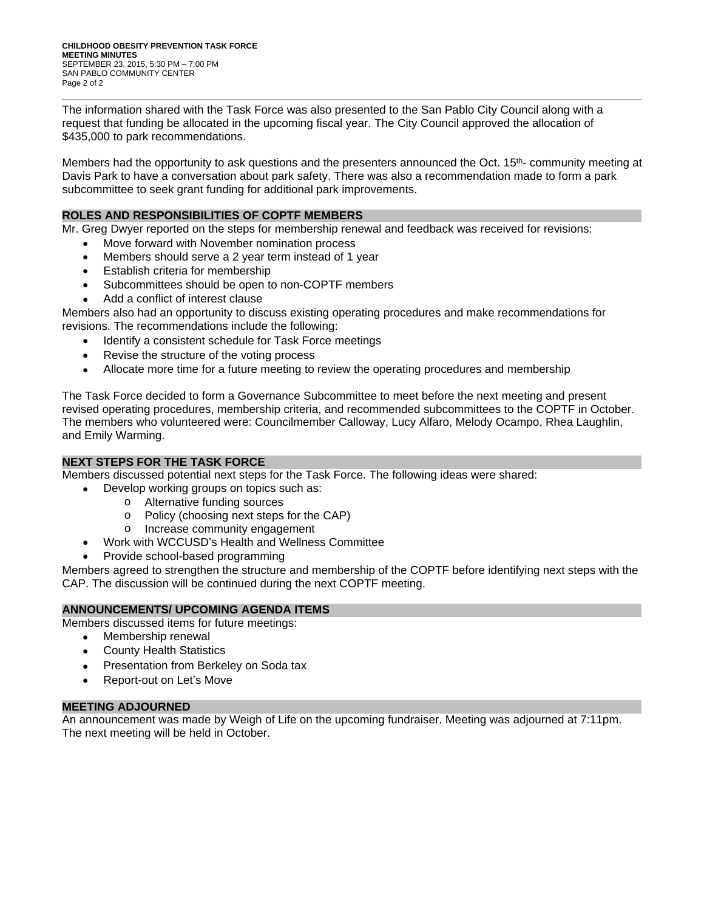The information shared with the Task Force was also presented to the San Pablo City Council along with a request that funding be allocated in the upcoming fiscal year. The City Council approved the allocation of $435,000 to park recommendations.

Members had the opportunity to ask questions and the presenters announced the Oct. 15th- community meeting at Davis Park to have a conversation about park safety. There was also a recommendation made to form a park subcommittee to seek grant funding for additional park improvements.

## ROLES AND RESPONSIBILITIES OF COPTF MEMBERS

Mr. Greg Dwyer reported on the steps for membership renewal and feedback was received for revisions:

- Move forward with November nomination process
- Members should serve a 2 year term instead of 1 year
- Establish criteria for membership
- Subcommittees should be open to non-COPTF members
- Add a conflict of interest clause

Members also had an opportunity to discuss existing operating procedures and make recommendations for revisions. The recommendations include the following:

- Identify a consistent schedule for Task Force meetings
- Revise the structure of the voting process
- Allocate more time for a future meeting to review the operating procedures and membership

The Task Force decided to form a Governance Subcommittee to meet before the next meeting and present revised operating procedures, membership criteria, and recommended subcommittees to the COPTF in October. The members who volunteered were: Councilmember Calloway, Lucy Alfaro, Melody Ocampo, Rhea Laughlin, and Emily Warming.

## NEXT STEPS FOR THE TASK FORCE

Members discussed potential next steps for the Task Force. The following ideas were shared:

- Develop working groups on topics such as:
  - Alternative funding sources
  - Policy (choosing next steps for the CAP)
  - Increase community engagement
- Work with WCCUSD's Health and Wellness Committee
- Provide school-based programming

Members agreed to strengthen the structure and membership of the COPTF before identifying next steps with the CAP. The discussion will be continued during the next COPTF meeting.

## ANNOUNCEMENTS/ UPCOMING AGENDA ITEMS

Members discussed items for future meetings:

- Membership renewal
- County Health Statistics
- Presentation from Berkeley on Soda tax
- Report-out on Let's Move

## MEETING ADJOURNED

An announcement was made by Weigh of Life on the upcoming fundraiser. Meeting was adjourned at 7:11pm. The next meeting will be held in October.